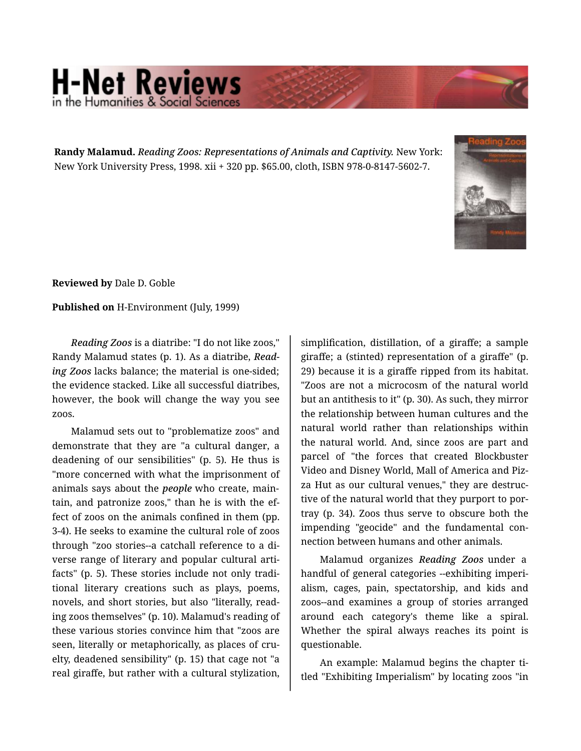**Randy Malamud.** *Reading Zoos: Representations of Animals and Captivity.* New York: New York University Press, 1998. xii + 320 pp. $65.00, cloth, ISBN 978-0-8147-5602-7.

**Reviewed by** Dale D. Goble

**Published on** H-Environment (July, 1999)

*Reading Zoos* is a diatribe: "I do not like zoos," Randy Malamud states (p. 1). As a diatribe, *Reading Zoos* lacks balance; the material is one-sided; the evidence stacked. Like all successful diatribes, however, the book will change the way you see zoos.

Malamud sets out to "problematize zoos" and demonstrate that they are "a cultural danger, a deadening of our sensibilities" (p. 5). He thus is "more concerned with what the imprisonment of animals says about the *people* who create, maintain, and patronize zoos," than he is with the effect of zoos on the animals confined in them (pp. 3-4). He seeks to examine the cultural role of zoos through "zoo stories--a catchall reference to a diverse range of literary and popular cultural artifacts" (p. 5). These stories include not only traditional literary creations such as plays, poems, novels, and short stories, but also "literally, reading zoos themselves" (p. 10). Malamud's reading of these various stories convince him that "zoos are seen, literally or metaphorically, as places of cruelty, deadened sensibility" (p. 15) that cage not "a real giraffe, but rather with a cultural stylization, simplification, distillation, of a giraffe; a sample giraffe; a (stinted) representation of a giraffe" (p. 29) because it is a giraffe ripped from its habitat. "Zoos are not a microcosm of the natural world but an antithesis to it" (p. 30). As such, they mirror the relationship between human cultures and the natural world rather than relationships within the natural world. And, since zoos are part and parcel of "the forces that created Blockbuster Video and Disney World, Mall of America and Pizza Hut as our cultural venues," they are destructive of the natural world that they purport to portray (p. 34). Zoos thus serve to obscure both the impending "geocide" and the fundamental connection between humans and other animals.

Malamud organizes *Reading Zoos* under a handful of general categories --exhibiting imperialism, cages, pain, spectatorship, and kids and zoos--and examines a group of stories arranged around each category's theme like a spiral. Whether the spiral always reaches its point is questionable.

An example: Malamud begins the chapter titled "Exhibiting Imperialism" by locating zoos "in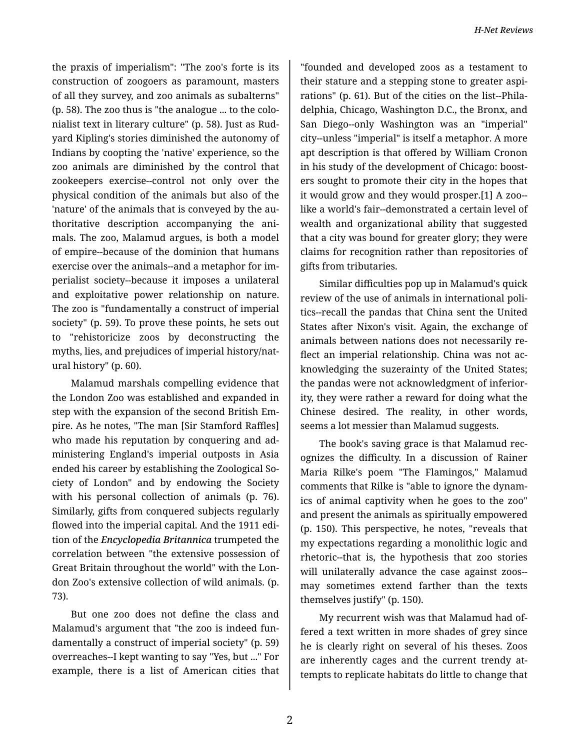the praxis of imperialism": "The zoo's forte is its construction of zoogoers as paramount, masters of all they survey, and zoo animals as subalterns" (p. 58). The zoo thus is "the analogue ... to the colonialist text in literary culture" (p. 58). Just as Rudyard Kipling's stories diminished the autonomy of Indians by coopting the 'native' experience, so the zoo animals are diminished by the control that zookeepers exercise--control not only over the physical condition of the animals but also of the 'nature' of the animals that is conveyed by the authoritative description accompanying the animals. The zoo, Malamud argues, is both a model of empire--because of the dominion that humans exercise over the animals--and a metaphor for imperialist society--because it imposes a unilateral and exploitative power relationship on nature. The zoo is "fundamentally a construct of imperial society" (p. 59). To prove these points, he sets out to "rehistoricize zoos by deconstructing the myths, lies, and prejudices of imperial history/natural history" (p. 60).

Malamud marshals compelling evidence that the London Zoo was established and expanded in step with the expansion of the second British Empire. As he notes, "The man [Sir Stamford Raffles] who made his reputation by conquering and administering England's imperial outposts in Asia ended his career by establishing the Zoological Society of London" and by endowing the Society with his personal collection of animals (p. 76). Similarly, gifts from conquered subjects regularly flowed into the imperial capital. And the 1911 edition of the ***Encyclopedia Britannica*** trumpeted the correlation between "the extensive possession of Great Britain throughout the world" with the London Zoo's extensive collection of wild animals. (p. 73).

But one zoo does not define the class and Malamud's argument that "the zoo is indeed fundamentally a construct of imperial society" (p. 59) overreaches--I kept wanting to say "Yes, but ..." For example, there is a list of American cities that "founded and developed zoos as a testament to their stature and a stepping stone to greater aspirations" (p. 61). But of the cities on the list--Philadelphia, Chicago, Washington D.C., the Bronx, and San Diego--only Washington was an "imperial" city--unless "imperial" is itself a metaphor. A more apt description is that offered by William Cronon in his study of the development of Chicago: boosters sought to promote their city in the hopes that it would grow and they would prosper.[1] A zoo--like a world's fair--demonstrated a certain level of wealth and organizational ability that suggested that a city was bound for greater glory; they were claims for recognition rather than repositories of gifts from tributaries.

Similar difficulties pop up in Malamud's quick review of the use of animals in international politics--recall the pandas that China sent the United States after Nixon's visit. Again, the exchange of animals between nations does not necessarily reflect an imperial relationship. China was not acknowledging the suzerainty of the United States; the pandas were not acknowledgment of inferiority, they were rather a reward for doing what the Chinese desired. The reality, in other words, seems a lot messier than Malamud suggests.

The book's saving grace is that Malamud recognizes the difficulty. In a discussion of Rainer Maria Rilke's poem "The Flamingos," Malamud comments that Rilke is "able to ignore the dynamics of animal captivity when he goes to the zoo" and present the animals as spiritually empowered (p. 150). This perspective, he notes, "reveals that my expectations regarding a monolithic logic and rhetoric--that is, the hypothesis that zoo stories will unilaterally advance the case against zoos--may sometimes extend farther than the texts themselves justify" (p. 150).

My recurrent wish was that Malamud had offered a text written in more shades of grey since he is clearly right on several of his theses. Zoos are inherently cages and the current trendy attempts to replicate habitats do little to change that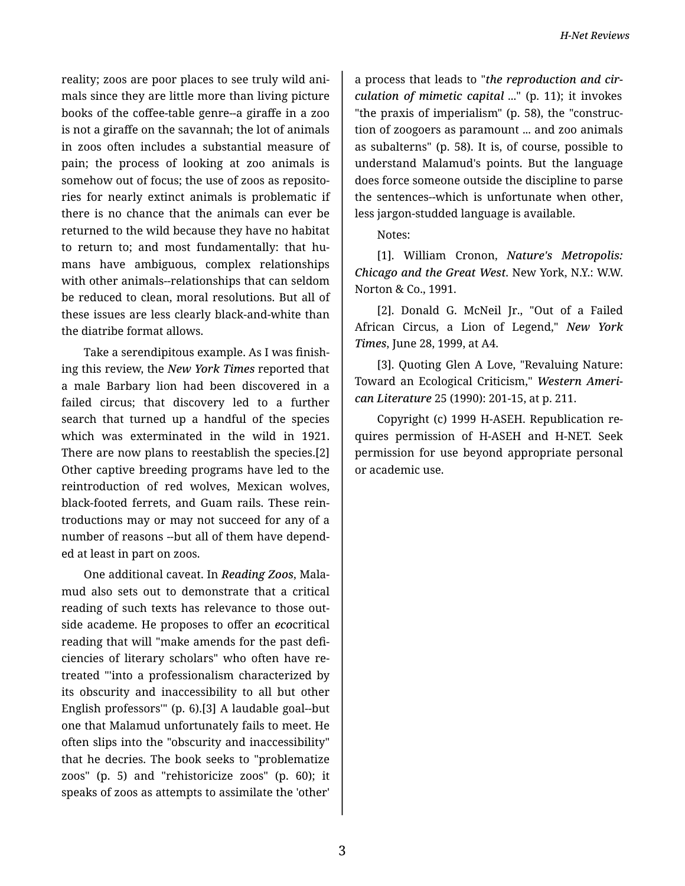reality; zoos are poor places to see truly wild animals since they are little more than living picture books of the coffee-table genre--a giraffe in a zoo is not a giraffe on the savannah; the lot of animals in zoos often includes a substantial measure of pain; the process of looking at zoo animals is somehow out of focus; the use of zoos as repositories for nearly extinct animals is problematic if there is no chance that the animals can ever be returned to the wild because they have no habitat to return to; and most fundamentally: that humans have ambiguous, complex relationships with other animals--relationships that can seldom be reduced to clean, moral resolutions. But all of these issues are less clearly black-and-white than the diatribe format allows.

Take a serendipitous example. As I was finishing this review, the *New York Times* reported that a male Barbary lion had been discovered in a failed circus; that discovery led to a further search that turned up a handful of the species which was exterminated in the wild in 1921. There are now plans to reestablish the species.[2] Other captive breeding programs have led to the reintroduction of red wolves, Mexican wolves, black-footed ferrets, and Guam rails. These reintroductions may or may not succeed for any of a number of reasons --but all of them have depended at least in part on zoos.

One additional caveat. In ***Reading Zoos***, Malamud also sets out to demonstrate that a critical reading of such texts has relevance to those outside academe. He proposes to offer an ***eco***critical reading that will "make amends for the past deficiencies of literary scholars" who often have retreated "'into a professionalism characterized by its obscurity and inaccessibility to all but other English professors'" (p. 6).[3] A laudable goal--but one that Malamud unfortunately fails to meet. He often slips into the "obscurity and inaccessibility" that he decries. The book seeks to "problematize zoos" (p. 5) and "rehistoricize zoos" (p. 60); it speaks of zoos as attempts to assimilate the 'other' a process that leads to "***the reproduction and circulation of mimetic capital*** ..." (p. 11); it invokes "the praxis of imperialism" (p. 58), the "construction of zoogoers as paramount ... and zoo animals as subalterns" (p. 58). It is, of course, possible to understand Malamud's points. But the language does force someone outside the discipline to parse the sentences--which is unfortunate when other, less jargon-studded language is available.

Notes:

[1]. William Cronon, ***Nature's Metropolis: Chicago and the Great West***. New York, N.Y.: W.W. Norton & Co., 1991.

[2]. Donald G. McNeil Jr., "Out of a Failed African Circus, a Lion of Legend," ***New York Times***, June 28, 1999, at A4.

[3]. Quoting Glen A Love, "Revaluing Nature: Toward an Ecological Criticism," ***Western American Literature*** 25 (1990): 201-15, at p. 211.

Copyright (c) 1999 H-ASEH. Republication requires permission of H-ASEH and H-NET. Seek permission for use beyond appropriate personal or academic use.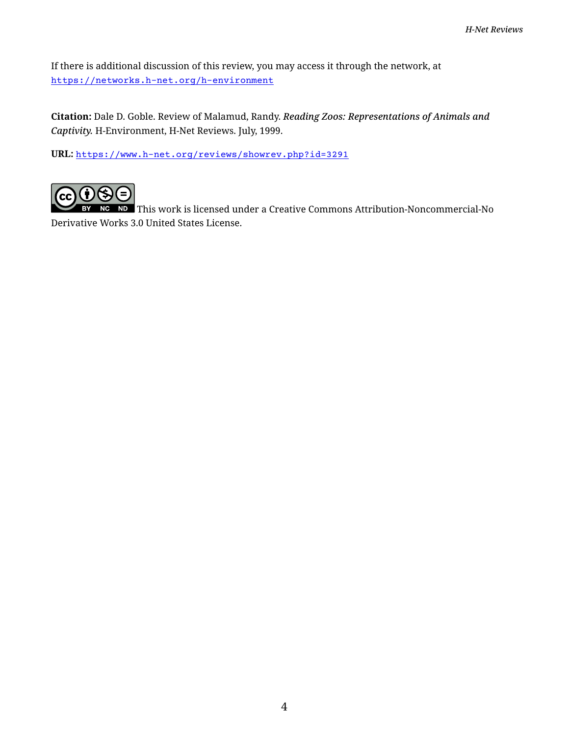If there is additional discussion of this review, you may access it through the network, at https://networks.h-net.org/h-environment

**Citation:** Dale D. Goble. Review of Malamud, Randy. *Reading Zoos: Representations of Animals and Captivity.* H-Environment, H-Net Reviews. July, 1999.

**URL:** https://www.h-net.org/reviews/showrev.php?id=3291

This work is licensed under a Creative Commons Attribution-Noncommercial-No Derivative Works 3.0 United States License.